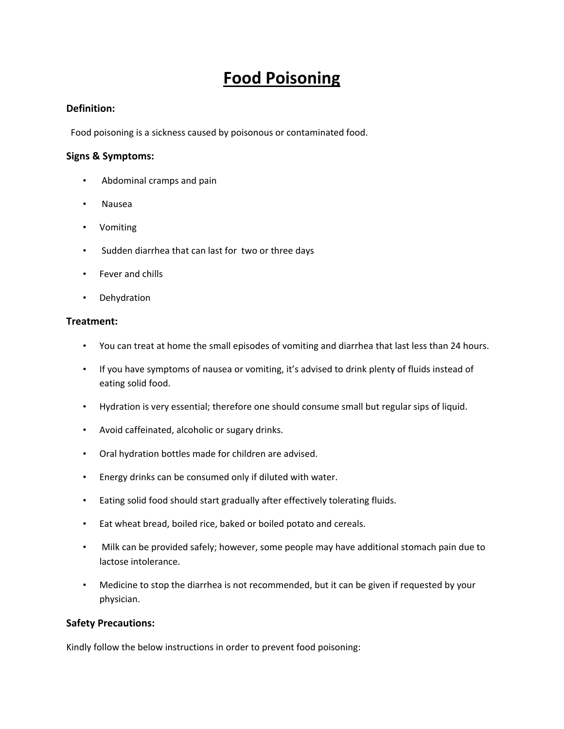# Food Poisoning

**Definition:**

Food poisoning is a sickness caused by poisonous or contaminated food.

**Signs & Symptoms:**

- Abdominal cramps and pain
- Nausea
- Vomiting
- Sudden diarrhea that can last for two or three days
- Fever and chills
- Dehydration

**Treatment:**

- You can treat at home the small episodes of vomiting and diarrhea that last less than 24 hours.
- If you have symptoms of nausea or vomiting, it's advised to drink plenty of fluids instead of eating solid food.
- Hydration is very essential; therefore one should consume small but regular sips of liquid.
- Avoid caffeinated, alcoholic or sugary drinks.
- Oral hydration bottles made for children are advised.
- Energy drinks can be consumed only if diluted with water.
- Eating solid food should start gradually after effectively tolerating fluids.
- Eat wheat bread, boiled rice, baked or boiled potato and cereals.
- Milk can be provided safely; however, some people may have additional stomach pain due to lactose intolerance.
- Medicine to stop the diarrhea is not recommended, but it can be given if requested by your physician.

**Safety Precautions:**

Kindly follow the below instructions in order to prevent food poisoning: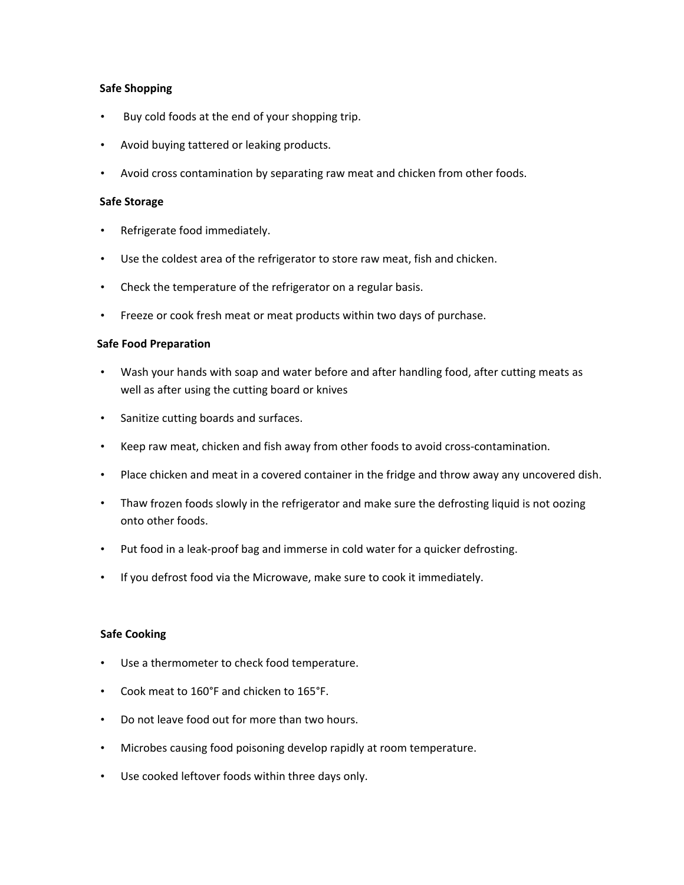**Safe Shopping**

- Buy cold foods at the end of your shopping trip.
- Avoid buying tattered or leaking products.
- Avoid cross contamination by separating raw meat and chicken from other foods.

**Safe Storage**

- Refrigerate food immediately.
- Use the coldest area of the refrigerator to store raw meat, fish and chicken.
- Check the temperature of the refrigerator on a regular basis.
- Freeze or cook fresh meat or meat products within two days of purchase.

**Safe Food Preparation**

- Wash your hands with soap and water before and after handling food, after cutting meats as well as after using the cutting board or knives
- Sanitize cutting boards and surfaces.
- Keep raw meat, chicken and fish away from other foods to avoid cross-contamination.
- Place chicken and meat in a covered container in the fridge and throw away any uncovered dish.
- Thaw frozen foods slowly in the refrigerator and make sure the defrosting liquid is not oozing onto other foods.
- Put food in a leak-proof bag and immerse in cold water for a quicker defrosting.
- If you defrost food via the Microwave, make sure to cook it immediately.

**Safe Cooking**

- Use a thermometer to check food temperature.
- Cook meat to 160°F and chicken to 165°F.
- Do not leave food out for more than two hours.
- Microbes causing food poisoning develop rapidly at room temperature.
- Use cooked leftover foods within three days only.